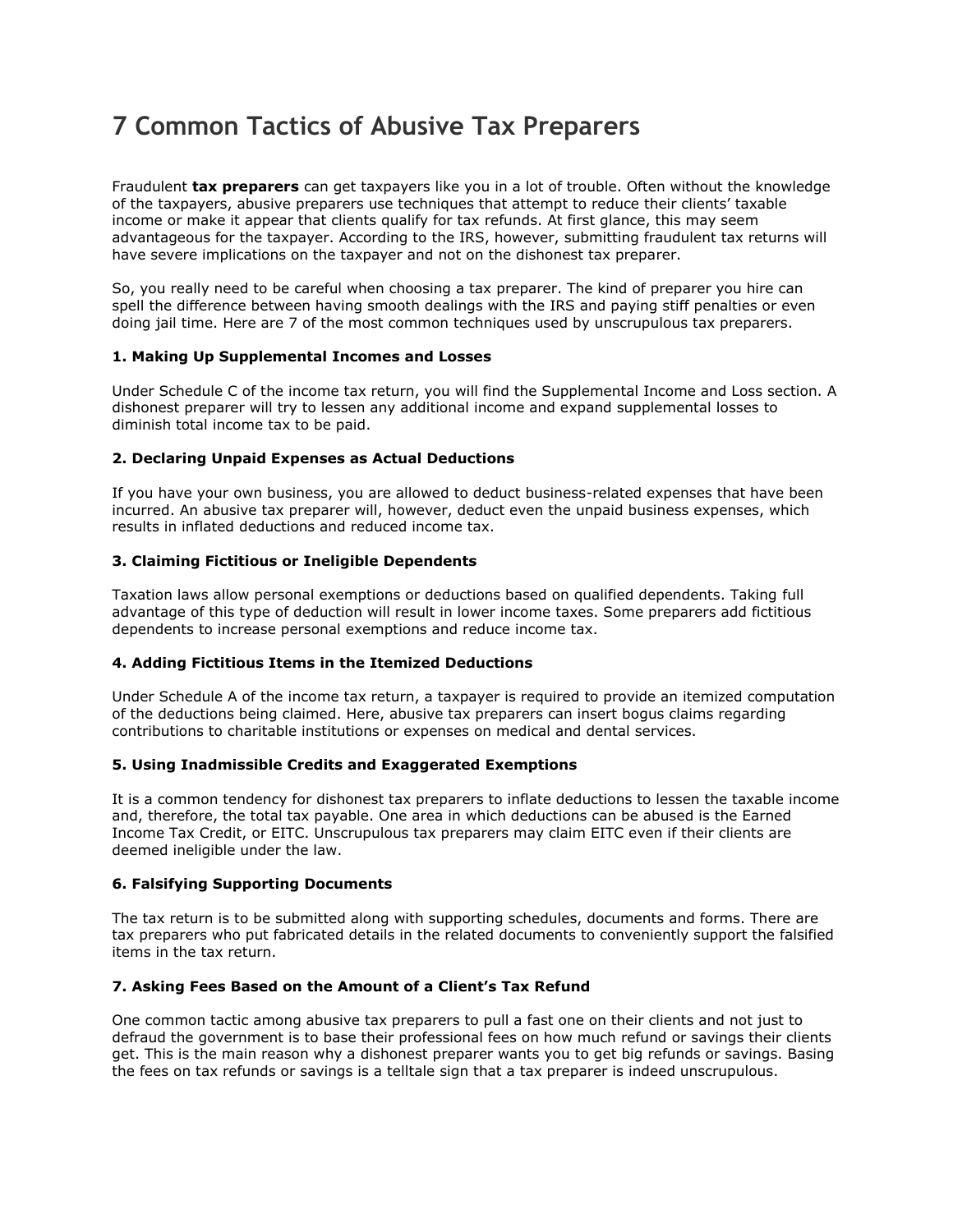# 7 Common Tactics of Abusive Tax Preparers

Fraudulent **tax preparers** can get taxpayers like you in a lot of trouble. Often without the knowledge of the taxpayers, abusive preparers use techniques that attempt to reduce their clients' taxable income or make it appear that clients qualify for tax refunds. At first glance, this may seem advantageous for the taxpayer. According to the IRS, however, submitting fraudulent tax returns will have severe implications on the taxpayer and not on the dishonest tax preparer.

So, you really need to be careful when choosing a tax preparer. The kind of preparer you hire can spell the difference between having smooth dealings with the IRS and paying stiff penalties or even doing jail time. Here are 7 of the most common techniques used by unscrupulous tax preparers.

**1. Making Up Supplemental Incomes and Losses**

Under Schedule C of the income tax return, you will find the Supplemental Income and Loss section. A dishonest preparer will try to lessen any additional income and expand supplemental losses to diminish total income tax to be paid.

**2. Declaring Unpaid Expenses as Actual Deductions**

If you have your own business, you are allowed to deduct business-related expenses that have been incurred. An abusive tax preparer will, however, deduct even the unpaid business expenses, which results in inflated deductions and reduced income tax.

**3. Claiming Fictitious or Ineligible Dependents**

Taxation laws allow personal exemptions or deductions based on qualified dependents. Taking full advantage of this type of deduction will result in lower income taxes. Some preparers add fictitious dependents to increase personal exemptions and reduce income tax.

**4. Adding Fictitious Items in the Itemized Deductions**

Under Schedule A of the income tax return, a taxpayer is required to provide an itemized computation of the deductions being claimed. Here, abusive tax preparers can insert bogus claims regarding contributions to charitable institutions or expenses on medical and dental services.

**5. Using Inadmissible Credits and Exaggerated Exemptions**

It is a common tendency for dishonest tax preparers to inflate deductions to lessen the taxable income and, therefore, the total tax payable. One area in which deductions can be abused is the Earned Income Tax Credit, or EITC. Unscrupulous tax preparers may claim EITC even if their clients are deemed ineligible under the law.

**6. Falsifying Supporting Documents**

The tax return is to be submitted along with supporting schedules, documents and forms. There are tax preparers who put fabricated details in the related documents to conveniently support the falsified items in the tax return.

**7. Asking Fees Based on the Amount of a Client's Tax Refund**

One common tactic among abusive tax preparers to pull a fast one on their clients and not just to defraud the government is to base their professional fees on how much refund or savings their clients get. This is the main reason why a dishonest preparer wants you to get big refunds or savings. Basing the fees on tax refunds or savings is a telltale sign that a tax preparer is indeed unscrupulous.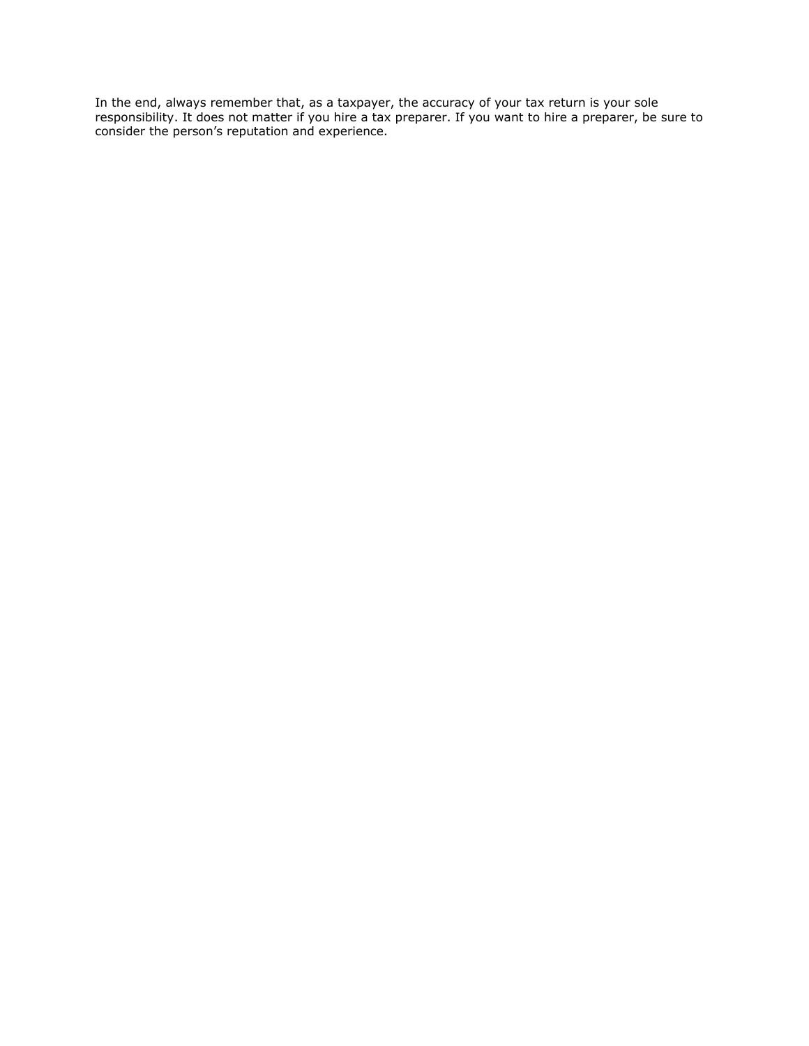In the end, always remember that, as a taxpayer, the accuracy of your tax return is your sole responsibility. It does not matter if you hire a tax preparer. If you want to hire a preparer, be sure to consider the person's reputation and experience.